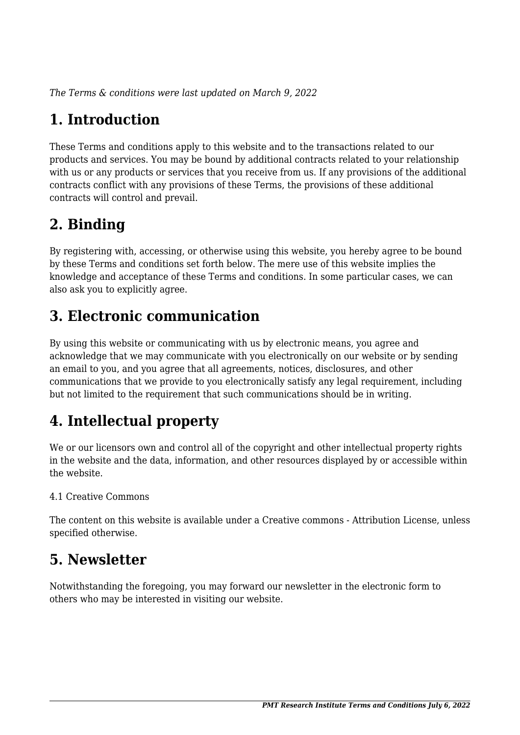*The Terms & conditions were last updated on March 9, 2022*

# 1. Introduction

These Terms and conditions apply to this website and to the transactions related to our products and services. You may be bound by additional contracts related to your relationship with us or any products or services that you receive from us. If any provisions of the additional contracts conflict with any provisions of these Terms, the provisions of these additional contracts will control and prevail.

# 2. Binding

By registering with, accessing, or otherwise using this website, you hereby agree to be bound by these Terms and conditions set forth below. The mere use of this website implies the knowledge and acceptance of these Terms and conditions. In some particular cases, we can also ask you to explicitly agree.

# 3. Electronic communication

By using this website or communicating with us by electronic means, you agree and acknowledge that we may communicate with you electronically on our website or by sending an email to you, and you agree that all agreements, notices, disclosures, and other communications that we provide to you electronically satisfy any legal requirement, including but not limited to the requirement that such communications should be in writing.

# 4. Intellectual property

We or our licensors own and control all of the copyright and other intellectual property rights in the website and the data, information, and other resources displayed by or accessible within the website.

4.1 Creative Commons

The content on this website is available under a Creative commons - Attribution License, unless specified otherwise.

# 5. Newsletter

Notwithstanding the foregoing, you may forward our newsletter in the electronic form to others who may be interested in visiting our website.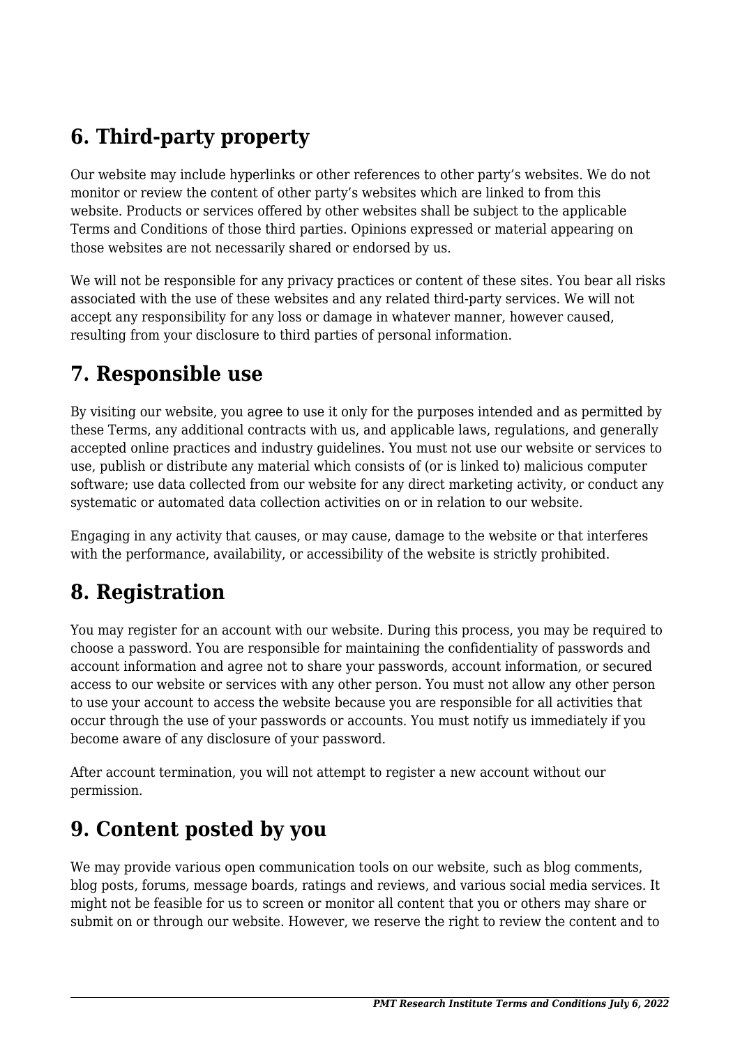## 6. Third-party property

Our website may include hyperlinks or other references to other party's websites. We do not monitor or review the content of other party's websites which are linked to from this website. Products or services offered by other websites shall be subject to the applicable Terms and Conditions of those third parties. Opinions expressed or material appearing on those websites are not necessarily shared or endorsed by us.

We will not be responsible for any privacy practices or content of these sites. You bear all risks associated with the use of these websites and any related third-party services. We will not accept any responsibility for any loss or damage in whatever manner, however caused, resulting from your disclosure to third parties of personal information.

## 7. Responsible use

By visiting our website, you agree to use it only for the purposes intended and as permitted by these Terms, any additional contracts with us, and applicable laws, regulations, and generally accepted online practices and industry guidelines. You must not use our website or services to use, publish or distribute any material which consists of (or is linked to) malicious computer software; use data collected from our website for any direct marketing activity, or conduct any systematic or automated data collection activities on or in relation to our website.

Engaging in any activity that causes, or may cause, damage to the website or that interferes with the performance, availability, or accessibility of the website is strictly prohibited.

## 8. Registration

You may register for an account with our website. During this process, you may be required to choose a password. You are responsible for maintaining the confidentiality of passwords and account information and agree not to share your passwords, account information, or secured access to our website or services with any other person. You must not allow any other person to use your account to access the website because you are responsible for all activities that occur through the use of your passwords or accounts. You must notify us immediately if you become aware of any disclosure of your password.

After account termination, you will not attempt to register a new account without our permission.

## 9. Content posted by you

We may provide various open communication tools on our website, such as blog comments, blog posts, forums, message boards, ratings and reviews, and various social media services. It might not be feasible for us to screen or monitor all content that you or others may share or submit on or through our website. However, we reserve the right to review the content and to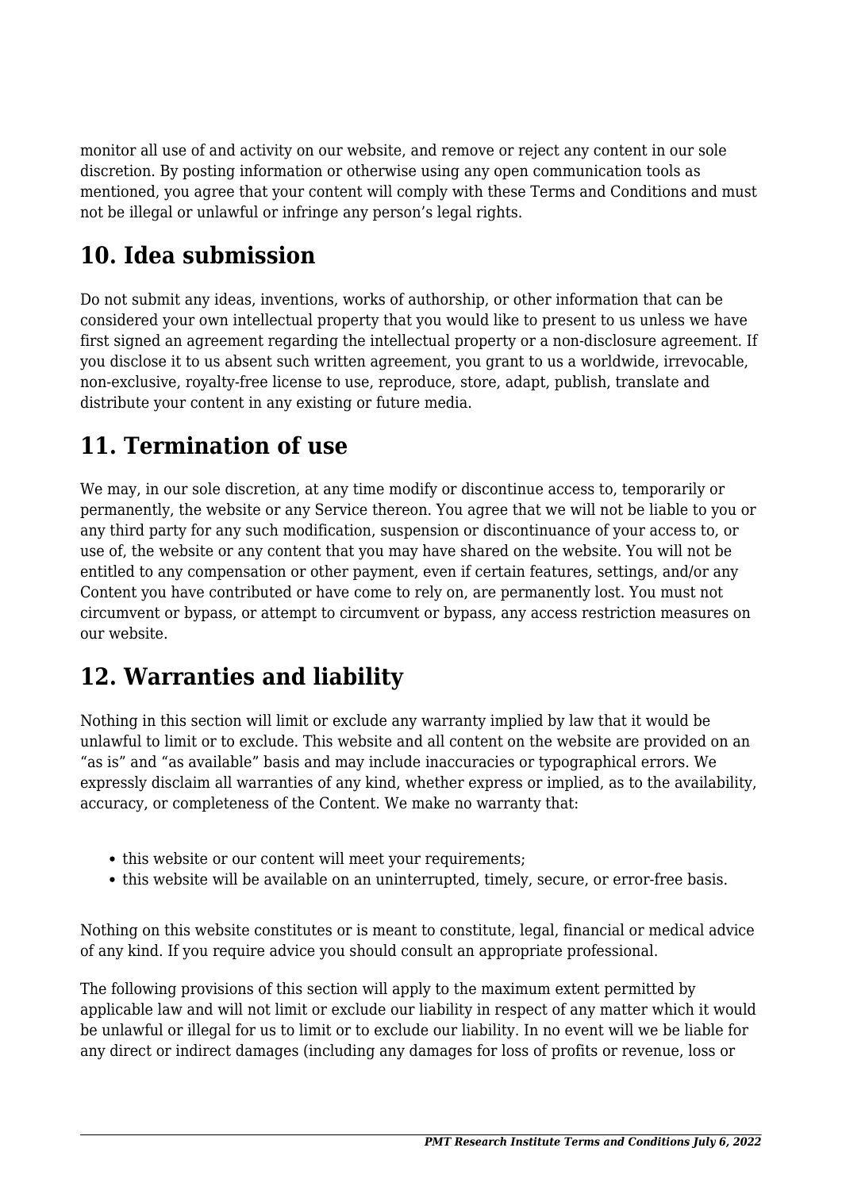monitor all use of and activity on our website, and remove or reject any content in our sole discretion. By posting information or otherwise using any open communication tools as mentioned, you agree that your content will comply with these Terms and Conditions and must not be illegal or unlawful or infringe any person's legal rights.

## 10. Idea submission

Do not submit any ideas, inventions, works of authorship, or other information that can be considered your own intellectual property that you would like to present to us unless we have first signed an agreement regarding the intellectual property or a non-disclosure agreement. If you disclose it to us absent such written agreement, you grant to us a worldwide, irrevocable, non-exclusive, royalty-free license to use, reproduce, store, adapt, publish, translate and distribute your content in any existing or future media.

## 11. Termination of use

We may, in our sole discretion, at any time modify or discontinue access to, temporarily or permanently, the website or any Service thereon. You agree that we will not be liable to you or any third party for any such modification, suspension or discontinuance of your access to, or use of, the website or any content that you may have shared on the website. You will not be entitled to any compensation or other payment, even if certain features, settings, and/or any Content you have contributed or have come to rely on, are permanently lost. You must not circumvent or bypass, or attempt to circumvent or bypass, any access restriction measures on our website.

## 12. Warranties and liability

Nothing in this section will limit or exclude any warranty implied by law that it would be unlawful to limit or to exclude. This website and all content on the website are provided on an "as is" and "as available" basis and may include inaccuracies or typographical errors. We expressly disclaim all warranties of any kind, whether express or implied, as to the availability, accuracy, or completeness of the Content. We make no warranty that:

- this website or our content will meet your requirements;
- this website will be available on an uninterrupted, timely, secure, or error-free basis.

Nothing on this website constitutes or is meant to constitute, legal, financial or medical advice of any kind. If you require advice you should consult an appropriate professional.

The following provisions of this section will apply to the maximum extent permitted by applicable law and will not limit or exclude our liability in respect of any matter which it would be unlawful or illegal for us to limit or to exclude our liability. In no event will we be liable for any direct or indirect damages (including any damages for loss of profits or revenue, loss or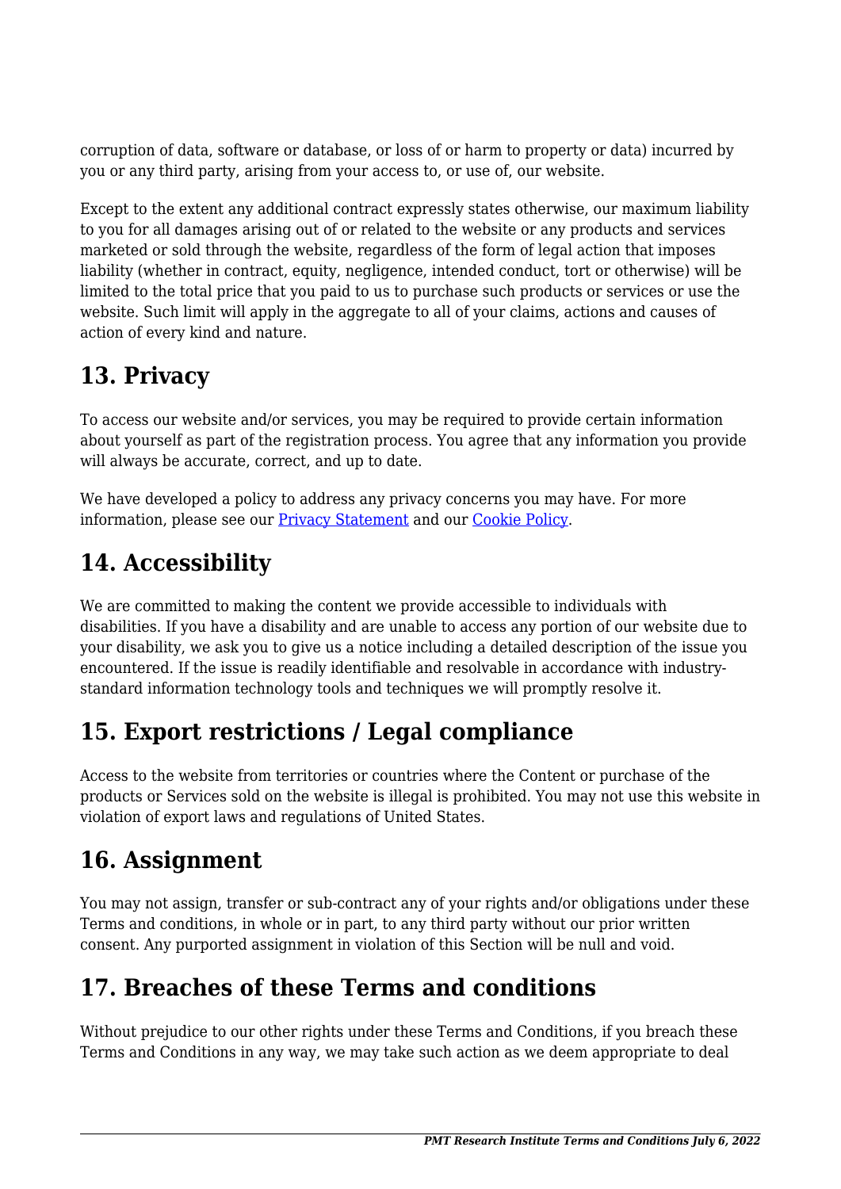corruption of data, software or database, or loss of or harm to property or data) incurred by you or any third party, arising from your access to, or use of, our website.

Except to the extent any additional contract expressly states otherwise, our maximum liability to you for all damages arising out of or related to the website or any products and services marketed or sold through the website, regardless of the form of legal action that imposes liability (whether in contract, equity, negligence, intended conduct, tort or otherwise) will be limited to the total price that you paid to us to purchase such products or services or use the website. Such limit will apply in the aggregate to all of your claims, actions and causes of action of every kind and nature.

## 13. Privacy

To access our website and/or services, you may be required to provide certain information about yourself as part of the registration process. You agree that any information you provide will always be accurate, correct, and up to date.

We have developed a policy to address any privacy concerns you may have. For more information, please see our Privacy Statement and our Cookie Policy.

## 14. Accessibility

We are committed to making the content we provide accessible to individuals with disabilities. If you have a disability and are unable to access any portion of our website due to your disability, we ask you to give us a notice including a detailed description of the issue you encountered. If the issue is readily identifiable and resolvable in accordance with industry-standard information technology tools and techniques we will promptly resolve it.

## 15. Export restrictions / Legal compliance

Access to the website from territories or countries where the Content or purchase of the products or Services sold on the website is illegal is prohibited. You may not use this website in violation of export laws and regulations of United States.

## 16. Assignment

You may not assign, transfer or sub-contract any of your rights and/or obligations under these Terms and conditions, in whole or in part, to any third party without our prior written consent. Any purported assignment in violation of this Section will be null and void.

## 17. Breaches of these Terms and conditions

Without prejudice to our other rights under these Terms and Conditions, if you breach these Terms and Conditions in any way, we may take such action as we deem appropriate to deal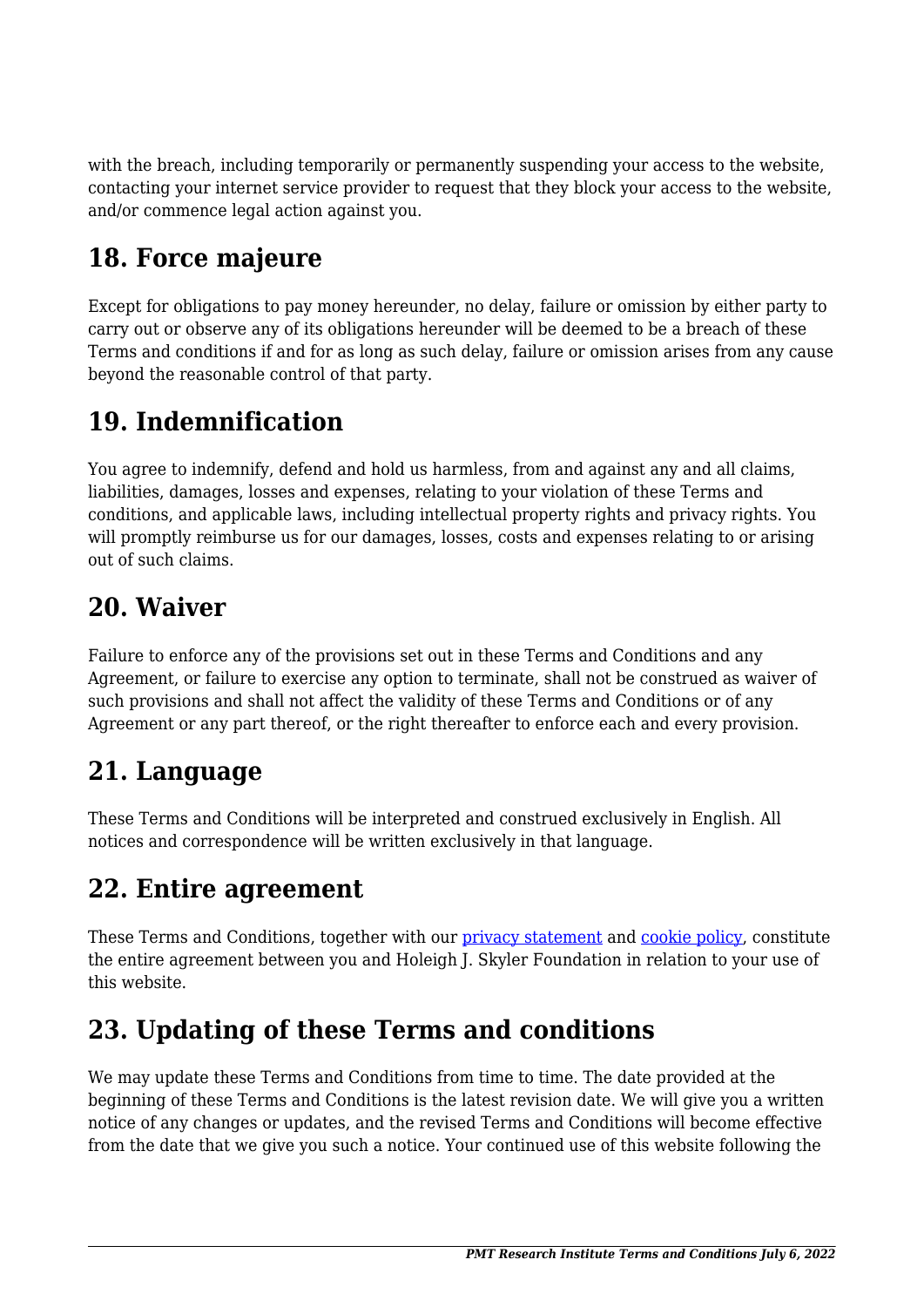with the breach, including temporarily or permanently suspending your access to the website, contacting your internet service provider to request that they block your access to the website, and/or commence legal action against you.

## 18. Force majeure

Except for obligations to pay money hereunder, no delay, failure or omission by either party to carry out or observe any of its obligations hereunder will be deemed to be a breach of these Terms and conditions if and for as long as such delay, failure or omission arises from any cause beyond the reasonable control of that party.

## 19. Indemnification

You agree to indemnify, defend and hold us harmless, from and against any and all claims, liabilities, damages, losses and expenses, relating to your violation of these Terms and conditions, and applicable laws, including intellectual property rights and privacy rights. You will promptly reimburse us for our damages, losses, costs and expenses relating to or arising out of such claims.

## 20. Waiver

Failure to enforce any of the provisions set out in these Terms and Conditions and any Agreement, or failure to exercise any option to terminate, shall not be construed as waiver of such provisions and shall not affect the validity of these Terms and Conditions or of any Agreement or any part thereof, or the right thereafter to enforce each and every provision.

## 21. Language

These Terms and Conditions will be interpreted and construed exclusively in English. All notices and correspondence will be written exclusively in that language.

## 22. Entire agreement

These Terms and Conditions, together with our privacy statement and cookie policy, constitute the entire agreement between you and Holeigh J. Skyler Foundation in relation to your use of this website.

## 23. Updating of these Terms and conditions

We may update these Terms and Conditions from time to time. The date provided at the beginning of these Terms and Conditions is the latest revision date. We will give you a written notice of any changes or updates, and the revised Terms and Conditions will become effective from the date that we give you such a notice. Your continued use of this website following the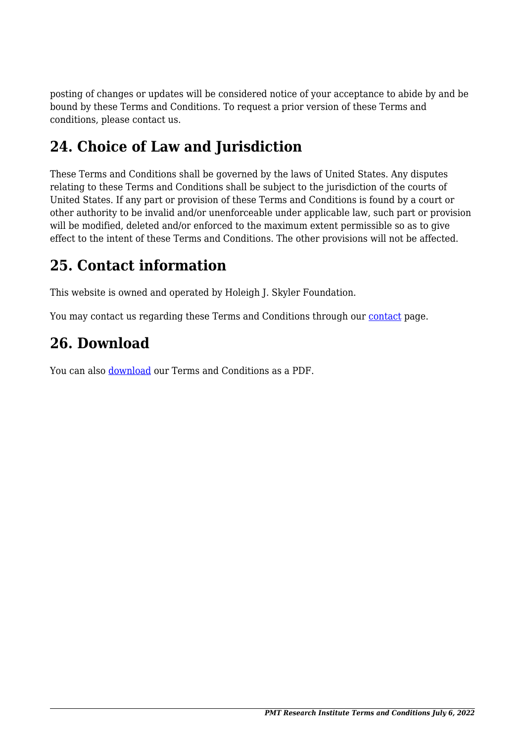posting of changes or updates will be considered notice of your acceptance to abide by and be bound by these Terms and Conditions. To request a prior version of these Terms and conditions, please contact us.

## 24. Choice of Law and Jurisdiction

These Terms and Conditions shall be governed by the laws of United States. Any disputes relating to these Terms and Conditions shall be subject to the jurisdiction of the courts of United States. If any part or provision of these Terms and Conditions is found by a court or other authority to be invalid and/or unenforceable under applicable law, such part or provision will be modified, deleted and/or enforced to the maximum extent permissible so as to give effect to the intent of these Terms and Conditions. The other provisions will not be affected.

## 25. Contact information

This website is owned and operated by Holeigh J. Skyler Foundation.

You may contact us regarding these Terms and Conditions through our contact page.

## 26. Download

You can also download our Terms and Conditions as a PDF.